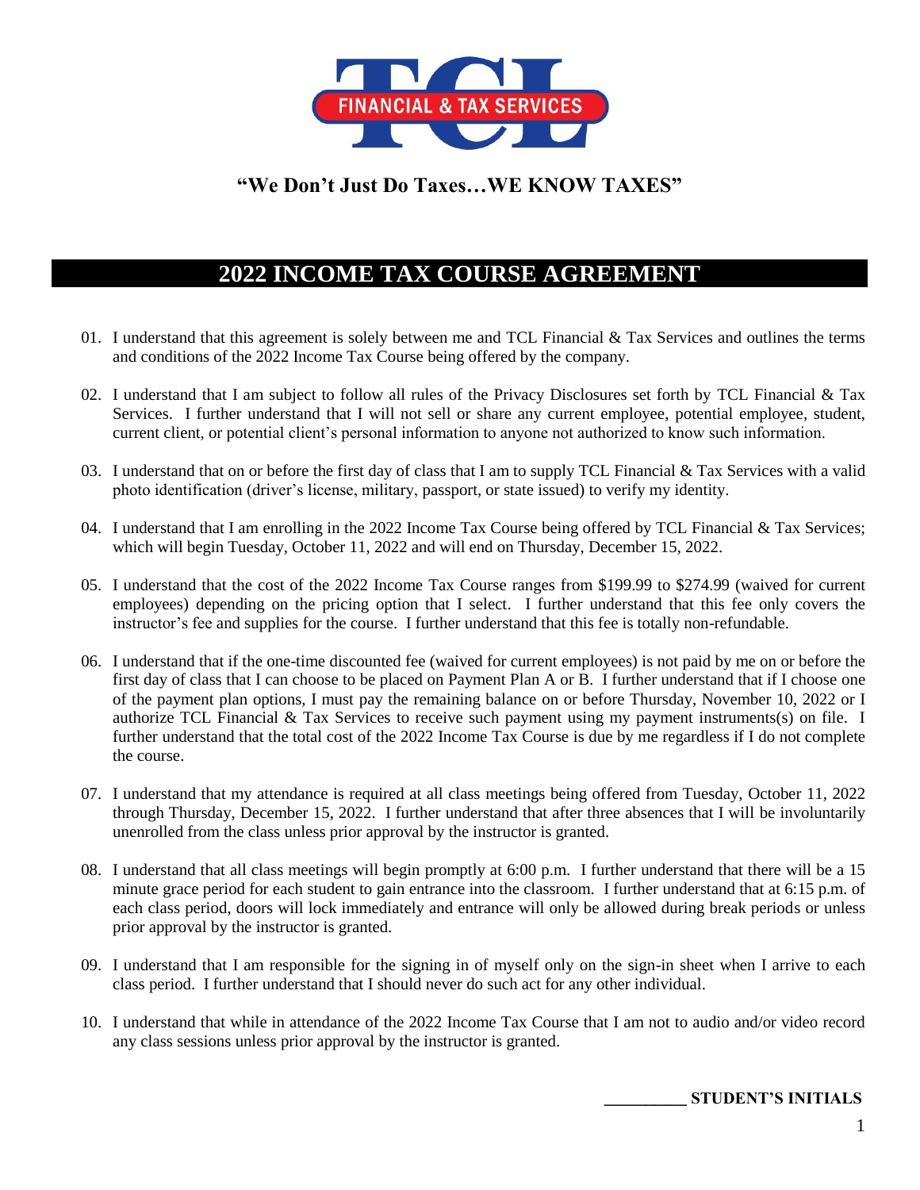**TCL FINANCIAL & TAX SERVICES**

**"We Don't Just Do Taxes…WE KNOW TAXES"**

# 2022 INCOME TAX COURSE AGREEMENT

01. I understand that this agreement is solely between me and TCL Financial & Tax Services and outlines the terms and conditions of the 2022 Income Tax Course being offered by the company.

02. I understand that I am subject to follow all rules of the Privacy Disclosures set forth by TCL Financial & Tax Services. I further understand that I will not sell or share any current employee, potential employee, student, current client, or potential client's personal information to anyone not authorized to know such information.

03. I understand that on or before the first day of class that I am to supply TCL Financial & Tax Services with a valid photo identification (driver's license, military, passport, or state issued) to verify my identity.

04. I understand that I am enrolling in the 2022 Income Tax Course being offered by TCL Financial & Tax Services; which will begin Tuesday, October 11, 2022 and will end on Thursday, December 15, 2022.

05. I understand that the cost of the 2022 Income Tax Course ranges from $199.99 to $274.99 (waived for current employees) depending on the pricing option that I select. I further understand that this fee only covers the instructor's fee and supplies for the course. I further understand that this fee is totally non-refundable.

06. I understand that if the one-time discounted fee (waived for current employees) is not paid by me on or before the first day of class that I can choose to be placed on Payment Plan A or B. I further understand that if I choose one of the payment plan options, I must pay the remaining balance on or before Thursday, November 10, 2022 or I authorize TCL Financial & Tax Services to receive such payment using my payment instruments(s) on file. I further understand that the total cost of the 2022 Income Tax Course is due by me regardless if I do not complete the course.

07. I understand that my attendance is required at all class meetings being offered from Tuesday, October 11, 2022 through Thursday, December 15, 2022. I further understand that after three absences that I will be involuntarily unenrolled from the class unless prior approval by the instructor is granted.

08. I understand that all class meetings will begin promptly at 6:00 p.m. I further understand that there will be a 15 minute grace period for each student to gain entrance into the classroom. I further understand that at 6:15 p.m. of each class period, doors will lock immediately and entrance will only be allowed during break periods or unless prior approval by the instructor is granted.

09. I understand that I am responsible for the signing in of myself only on the sign-in sheet when I arrive to each class period. I further understand that I should never do such act for any other individual.

10. I understand that while in attendance of the 2022 Income Tax Course that I am not to audio and/or video record any class sessions unless prior approval by the instructor is granted.

**\_\_\_\_\_\_\_\_\_\_ STUDENT'S INITIALS**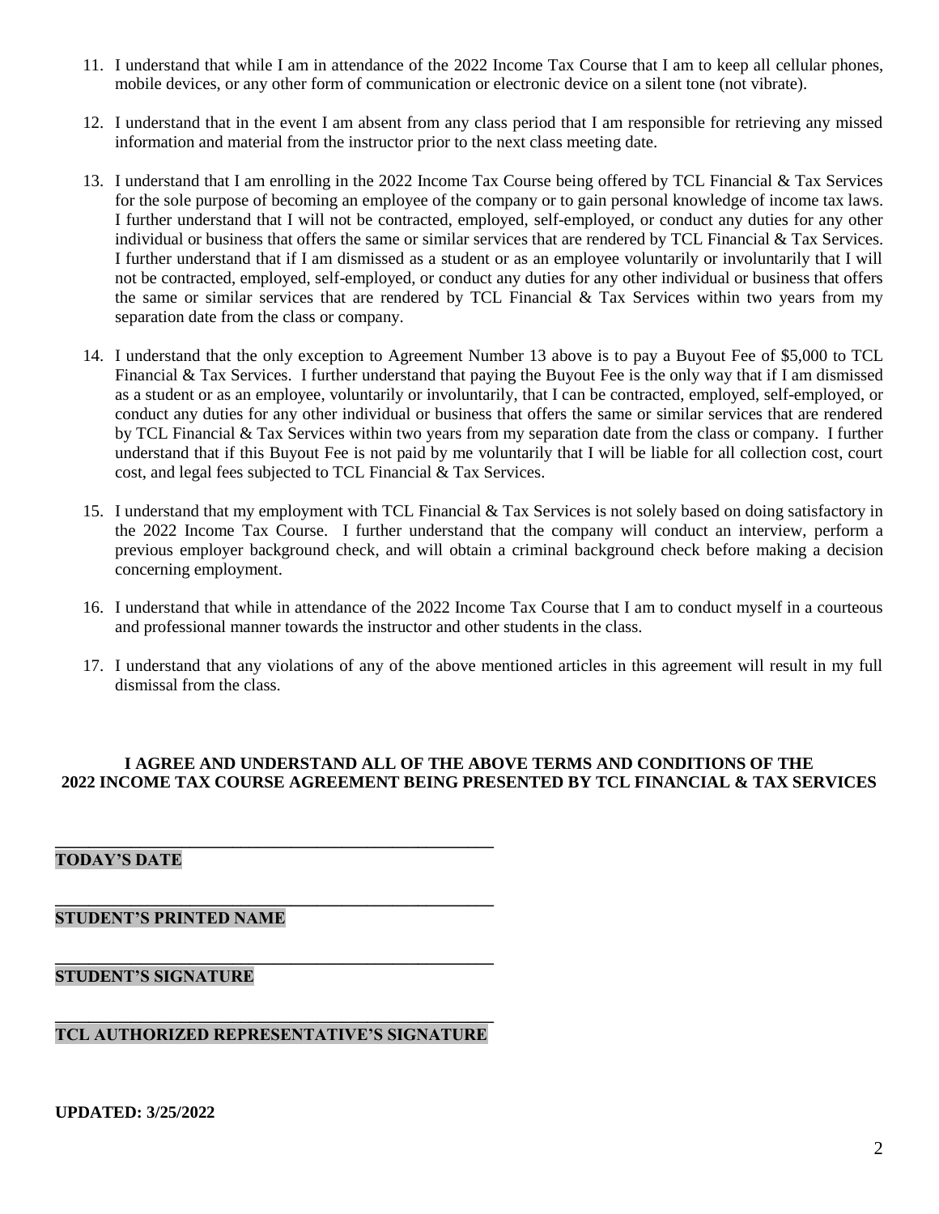11. I understand that while I am in attendance of the 2022 Income Tax Course that I am to keep all cellular phones, mobile devices, or any other form of communication or electronic device on a silent tone (not vibrate).

12. I understand that in the event I am absent from any class period that I am responsible for retrieving any missed information and material from the instructor prior to the next class meeting date.

13. I understand that I am enrolling in the 2022 Income Tax Course being offered by TCL Financial & Tax Services for the sole purpose of becoming an employee of the company or to gain personal knowledge of income tax laws. I further understand that I will not be contracted, employed, self-employed, or conduct any duties for any other individual or business that offers the same or similar services that are rendered by TCL Financial & Tax Services. I further understand that if I am dismissed as a student or as an employee voluntarily or involuntarily that I will not be contracted, employed, self-employed, or conduct any duties for any other individual or business that offers the same or similar services that are rendered by TCL Financial & Tax Services within two years from my separation date from the class or company.

14. I understand that the only exception to Agreement Number 13 above is to pay a Buyout Fee of $5,000 to TCL Financial & Tax Services. I further understand that paying the Buyout Fee is the only way that if I am dismissed as a student or as an employee, voluntarily or involuntarily, that I can be contracted, employed, self-employed, or conduct any duties for any other individual or business that offers the same or similar services that are rendered by TCL Financial & Tax Services within two years from my separation date from the class or company. I further understand that if this Buyout Fee is not paid by me voluntarily that I will be liable for all collection cost, court cost, and legal fees subjected to TCL Financial & Tax Services.

15. I understand that my employment with TCL Financial & Tax Services is not solely based on doing satisfactory in the 2022 Income Tax Course. I further understand that the company will conduct an interview, perform a previous employer background check, and will obtain a criminal background check before making a decision concerning employment.

16. I understand that while in attendance of the 2022 Income Tax Course that I am to conduct myself in a courteous and professional manner towards the instructor and other students in the class.

17. I understand that any violations of any of the above mentioned articles in this agreement will result in my full dismissal from the class.

**I AGREE AND UNDERSTAND ALL OF THE ABOVE TERMS AND CONDITIONS OF THE 2022 INCOME TAX COURSE AGREEMENT BEING PRESENTED BY TCL FINANCIAL & TAX SERVICES**

\_\_\_\_\_\_\_\_\_\_\_\_\_\_\_\_\_\_\_\_\_\_\_\_\_\_\_\_\_\_\_\_\_\_\_\_\_\_\_\_\_\_\_\_\_\_\_\_\_\_

**TODAY'S DATE**

\_\_\_\_\_\_\_\_\_\_\_\_\_\_\_\_\_\_\_\_\_\_\_\_\_\_\_\_\_\_\_\_\_\_\_\_\_\_\_\_\_\_\_\_\_\_\_\_\_\_

**STUDENT'S PRINTED NAME**

\_\_\_\_\_\_\_\_\_\_\_\_\_\_\_\_\_\_\_\_\_\_\_\_\_\_\_\_\_\_\_\_\_\_\_\_\_\_\_\_\_\_\_\_\_\_\_\_\_\_

**STUDENT'S SIGNATURE**

\_\_\_\_\_\_\_\_\_\_\_\_\_\_\_\_\_\_\_\_\_\_\_\_\_\_\_\_\_\_\_\_\_\_\_\_\_\_\_\_\_\_\_\_\_\_\_\_\_\_

**TCL AUTHORIZED REPRESENTATIVE'S SIGNATURE**

**UPDATED: 3/25/2022**